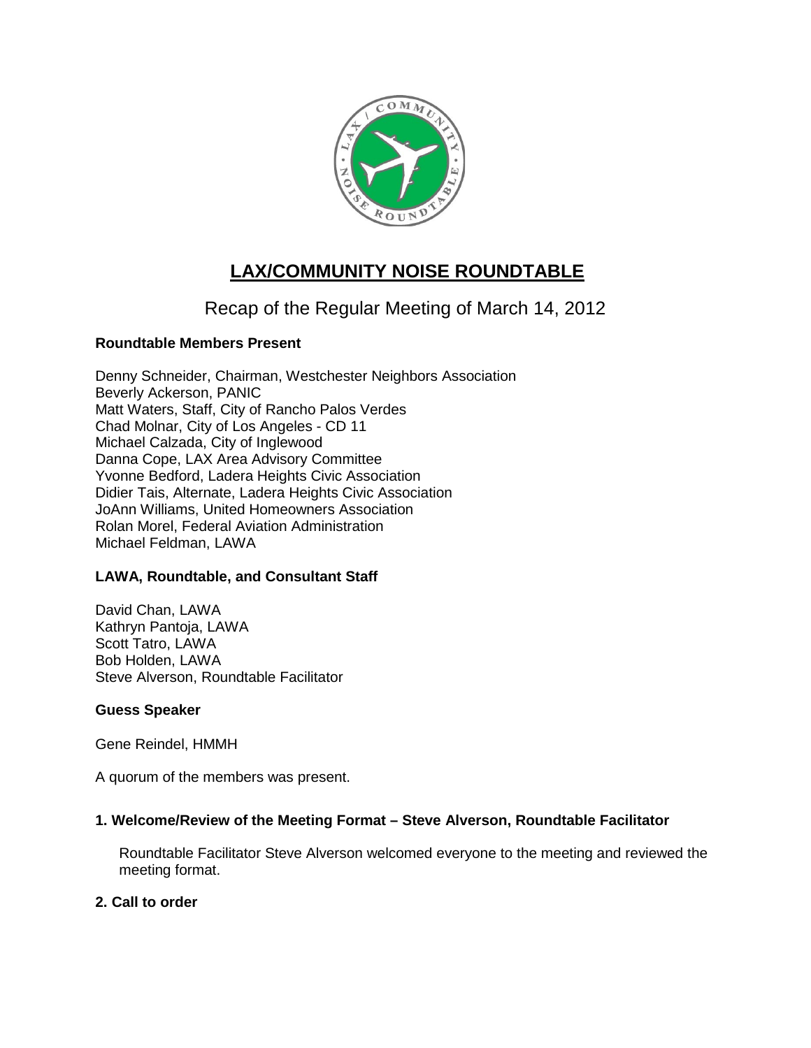# LAX/COMMUNITY NOISE ROUNDTABLE

## Recap of the Regular Meeting of March 14, 2012

**Roundtable Members Present**

Denny Schneider, Chairman, Westchester Neighbors Association
Beverly Ackerson, PANIC
Matt Waters, Staff, City of Rancho Palos Verdes
Chad Molnar, City of Los Angeles - CD 11
Michael Calzada, City of Inglewood
Danna Cope, LAX Area Advisory Committee
Yvonne Bedford, Ladera Heights Civic Association
Didier Tais, Alternate, Ladera Heights Civic Association
JoAnn Williams, United Homeowners Association
Rolan Morel, Federal Aviation Administration
Michael Feldman, LAWA

**LAWA, Roundtable, and Consultant Staff**

David Chan, LAWA
Kathryn Pantoja, LAWA
Scott Tatro, LAWA
Bob Holden, LAWA
Steve Alverson, Roundtable Facilitator

**Guess Speaker**

Gene Reindel, HMMH

A quorum of the members was present.

**1. Welcome/Review of the Meeting Format – Steve Alverson, Roundtable Facilitator**

Roundtable Facilitator Steve Alverson welcomed everyone to the meeting and reviewed the meeting format.

**2. Call to order**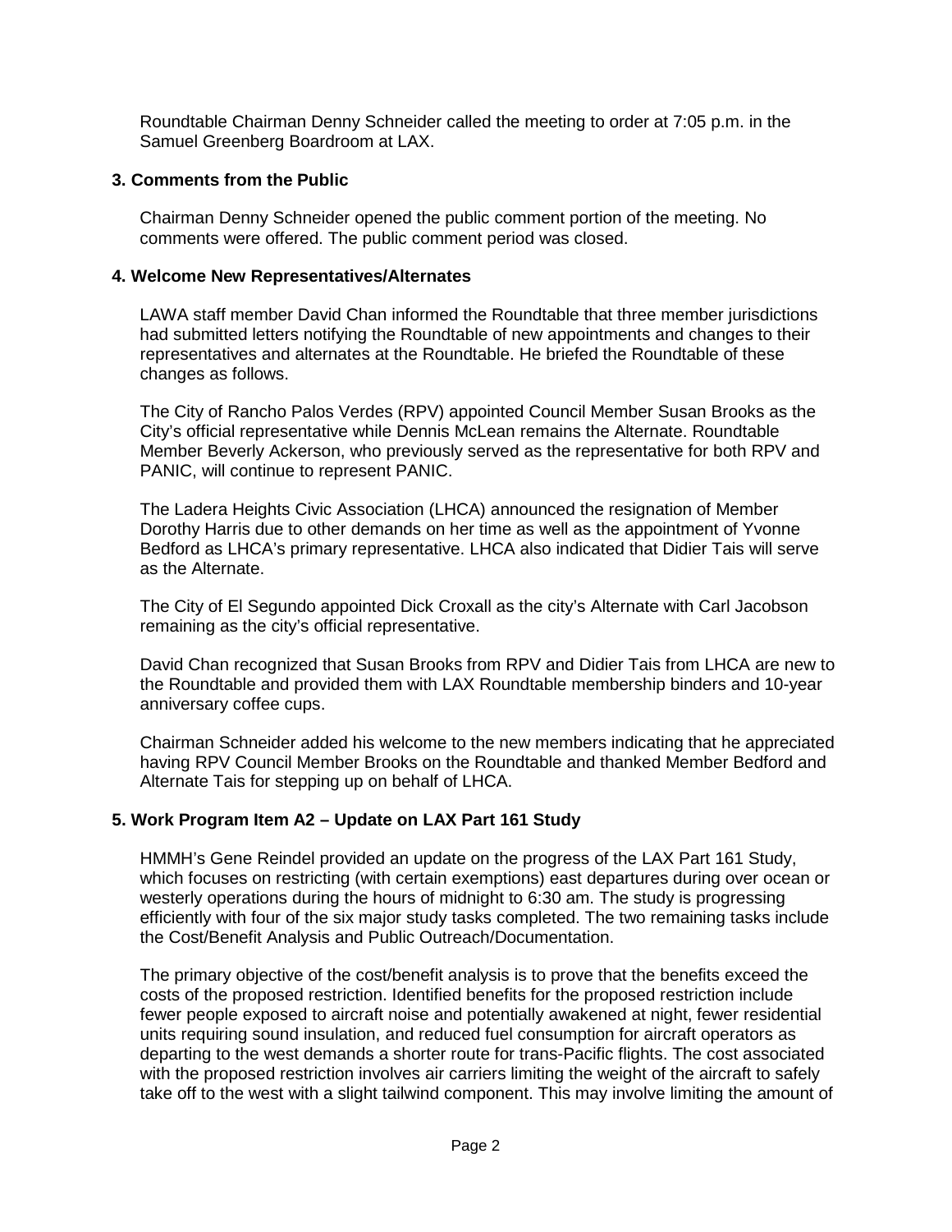Roundtable Chairman Denny Schneider called the meeting to order at 7:05 p.m. in the Samuel Greenberg Boardroom at LAX.

### 3. Comments from the Public

Chairman Denny Schneider opened the public comment portion of the meeting. No comments were offered. The public comment period was closed.

### 4. Welcome New Representatives/Alternates

LAWA staff member David Chan informed the Roundtable that three member jurisdictions had submitted letters notifying the Roundtable of new appointments and changes to their representatives and alternates at the Roundtable. He briefed the Roundtable of these changes as follows.

The City of Rancho Palos Verdes (RPV) appointed Council Member Susan Brooks as the City's official representative while Dennis McLean remains the Alternate. Roundtable Member Beverly Ackerson, who previously served as the representative for both RPV and PANIC, will continue to represent PANIC.

The Ladera Heights Civic Association (LHCA) announced the resignation of Member Dorothy Harris due to other demands on her time as well as the appointment of Yvonne Bedford as LHCA's primary representative. LHCA also indicated that Didier Tais will serve as the Alternate.

The City of El Segundo appointed Dick Croxall as the city's Alternate with Carl Jacobson remaining as the city's official representative.

David Chan recognized that Susan Brooks from RPV and Didier Tais from LHCA are new to the Roundtable and provided them with LAX Roundtable membership binders and 10-year anniversary coffee cups.

Chairman Schneider added his welcome to the new members indicating that he appreciated having RPV Council Member Brooks on the Roundtable and thanked Member Bedford and Alternate Tais for stepping up on behalf of LHCA.

### 5. Work Program Item A2 – Update on LAX Part 161 Study

HMMH's Gene Reindel provided an update on the progress of the LAX Part 161 Study, which focuses on restricting (with certain exemptions) east departures during over ocean or westerly operations during the hours of midnight to 6:30 am. The study is progressing efficiently with four of the six major study tasks completed. The two remaining tasks include the Cost/Benefit Analysis and Public Outreach/Documentation.

The primary objective of the cost/benefit analysis is to prove that the benefits exceed the costs of the proposed restriction. Identified benefits for the proposed restriction include fewer people exposed to aircraft noise and potentially awakened at night, fewer residential units requiring sound insulation, and reduced fuel consumption for aircraft operators as departing to the west demands a shorter route for trans-Pacific flights. The cost associated with the proposed restriction involves air carriers limiting the weight of the aircraft to safely take off to the west with a slight tailwind component. This may involve limiting the amount of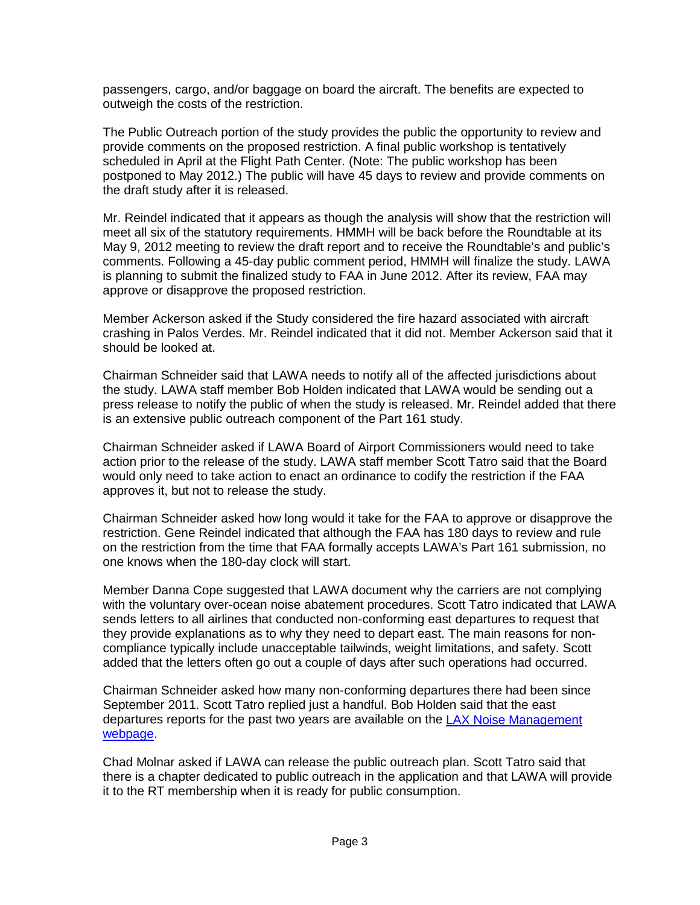passengers, cargo, and/or baggage on board the aircraft. The benefits are expected to outweigh the costs of the restriction.

The Public Outreach portion of the study provides the public the opportunity to review and provide comments on the proposed restriction. A final public workshop is tentatively scheduled in April at the Flight Path Center. (Note: The public workshop has been postponed to May 2012.) The public will have 45 days to review and provide comments on the draft study after it is released.

Mr. Reindel indicated that it appears as though the analysis will show that the restriction will meet all six of the statutory requirements. HMMH will be back before the Roundtable at its May 9, 2012 meeting to review the draft report and to receive the Roundtable's and public's comments. Following a 45-day public comment period, HMMH will finalize the study. LAWA is planning to submit the finalized study to FAA in June 2012. After its review, FAA may approve or disapprove the proposed restriction.

Member Ackerson asked if the Study considered the fire hazard associated with aircraft crashing in Palos Verdes. Mr. Reindel indicated that it did not. Member Ackerson said that it should be looked at.

Chairman Schneider said that LAWA needs to notify all of the affected jurisdictions about the study. LAWA staff member Bob Holden indicated that LAWA would be sending out a press release to notify the public of when the study is released. Mr. Reindel added that there is an extensive public outreach component of the Part 161 study.

Chairman Schneider asked if LAWA Board of Airport Commissioners would need to take action prior to the release of the study. LAWA staff member Scott Tatro said that the Board would only need to take action to enact an ordinance to codify the restriction if the FAA approves it, but not to release the study.

Chairman Schneider asked how long would it take for the FAA to approve or disapprove the restriction. Gene Reindel indicated that although the FAA has 180 days to review and rule on the restriction from the time that FAA formally accepts LAWA's Part 161 submission, no one knows when the 180-day clock will start.

Member Danna Cope suggested that LAWA document why the carriers are not complying with the voluntary over-ocean noise abatement procedures. Scott Tatro indicated that LAWA sends letters to all airlines that conducted non-conforming east departures to request that they provide explanations as to why they need to depart east. The main reasons for non-compliance typically include unacceptable tailwinds, weight limitations, and safety. Scott added that the letters often go out a couple of days after such operations had occurred.

Chairman Schneider asked how many non-conforming departures there had been since September 2011. Scott Tatro replied just a handful. Bob Holden said that the east departures reports for the past two years are available on the [LAX Noise Management webpage](#).

Chad Molnar asked if LAWA can release the public outreach plan. Scott Tatro said that there is a chapter dedicated to public outreach in the application and that LAWA will provide it to the RT membership when it is ready for public consumption.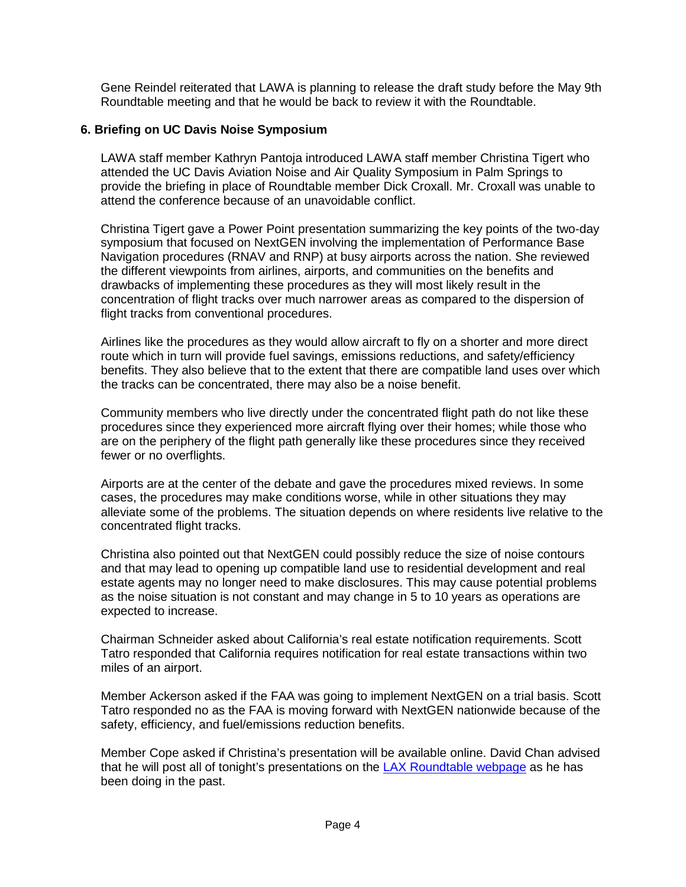Gene Reindel reiterated that LAWA is planning to release the draft study before the May 9th Roundtable meeting and that he would be back to review it with the Roundtable.

**6. Briefing on UC Davis Noise Symposium**

LAWA staff member Kathryn Pantoja introduced LAWA staff member Christina Tigert who attended the UC Davis Aviation Noise and Air Quality Symposium in Palm Springs to provide the briefing in place of Roundtable member Dick Croxall. Mr. Croxall was unable to attend the conference because of an unavoidable conflict.

Christina Tigert gave a Power Point presentation summarizing the key points of the two-day symposium that focused on NextGEN involving the implementation of Performance Base Navigation procedures (RNAV and RNP) at busy airports across the nation. She reviewed the different viewpoints from airlines, airports, and communities on the benefits and drawbacks of implementing these procedures as they will most likely result in the concentration of flight tracks over much narrower areas as compared to the dispersion of flight tracks from conventional procedures.

Airlines like the procedures as they would allow aircraft to fly on a shorter and more direct route which in turn will provide fuel savings, emissions reductions, and safety/efficiency benefits. They also believe that to the extent that there are compatible land uses over which the tracks can be concentrated, there may also be a noise benefit.

Community members who live directly under the concentrated flight path do not like these procedures since they experienced more aircraft flying over their homes; while those who are on the periphery of the flight path generally like these procedures since they received fewer or no overflights.

Airports are at the center of the debate and gave the procedures mixed reviews. In some cases, the procedures may make conditions worse, while in other situations they may alleviate some of the problems. The situation depends on where residents live relative to the concentrated flight tracks.

Christina also pointed out that NextGEN could possibly reduce the size of noise contours and that may lead to opening up compatible land use to residential development and real estate agents may no longer need to make disclosures. This may cause potential problems as the noise situation is not constant and may change in 5 to 10 years as operations are expected to increase.

Chairman Schneider asked about California's real estate notification requirements. Scott Tatro responded that California requires notification for real estate transactions within two miles of an airport.

Member Ackerson asked if the FAA was going to implement NextGEN on a trial basis. Scott Tatro responded no as the FAA is moving forward with NextGEN nationwide because of the safety, efficiency, and fuel/emissions reduction benefits.

Member Cope asked if Christina's presentation will be available online. David Chan advised that he will post all of tonight's presentations on the LAX Roundtable webpage as he has been doing in the past.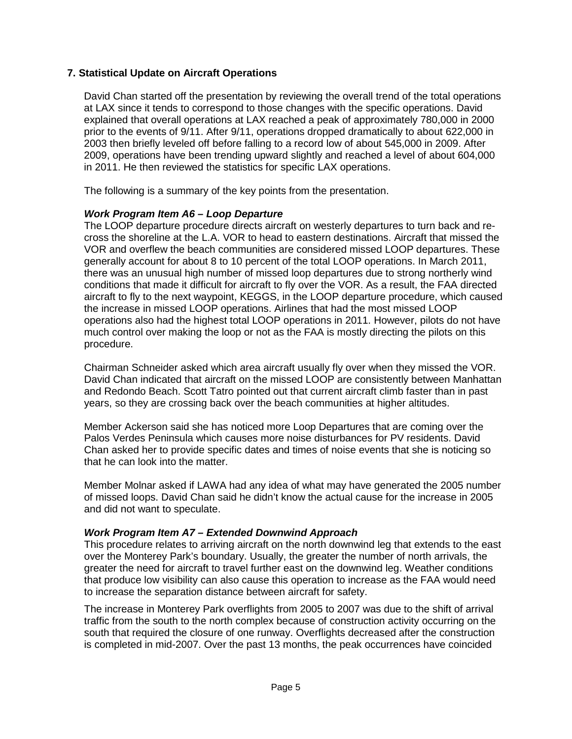## 7. Statistical Update on Aircraft Operations

David Chan started off the presentation by reviewing the overall trend of the total operations at LAX since it tends to correspond to those changes with the specific operations. David explained that overall operations at LAX reached a peak of approximately 780,000 in 2000 prior to the events of 9/11. After 9/11, operations dropped dramatically to about 622,000 in 2003 then briefly leveled off before falling to a record low of about 545,000 in 2009. After 2009, operations have been trending upward slightly and reached a level of about 604,000 in 2011. He then reviewed the statistics for specific LAX operations.

The following is a summary of the key points from the presentation.

***Work Program Item A6 – Loop Departure***

The LOOP departure procedure directs aircraft on westerly departures to turn back and re-cross the shoreline at the L.A. VOR to head to eastern destinations. Aircraft that missed the VOR and overflew the beach communities are considered missed LOOP departures. These generally account for about 8 to 10 percent of the total LOOP operations. In March 2011, there was an unusual high number of missed loop departures due to strong northerly wind conditions that made it difficult for aircraft to fly over the VOR. As a result, the FAA directed aircraft to fly to the next waypoint, KEGGS, in the LOOP departure procedure, which caused the increase in missed LOOP operations. Airlines that had the most missed LOOP operations also had the highest total LOOP operations in 2011. However, pilots do not have much control over making the loop or not as the FAA is mostly directing the pilots on this procedure.

Chairman Schneider asked which area aircraft usually fly over when they missed the VOR. David Chan indicated that aircraft on the missed LOOP are consistently between Manhattan and Redondo Beach. Scott Tatro pointed out that current aircraft climb faster than in past years, so they are crossing back over the beach communities at higher altitudes.

Member Ackerson said she has noticed more Loop Departures that are coming over the Palos Verdes Peninsula which causes more noise disturbances for PV residents. David Chan asked her to provide specific dates and times of noise events that she is noticing so that he can look into the matter.

Member Molnar asked if LAWA had any idea of what may have generated the 2005 number of missed loops. David Chan said he didn't know the actual cause for the increase in 2005 and did not want to speculate.

***Work Program Item A7 – Extended Downwind Approach***

This procedure relates to arriving aircraft on the north downwind leg that extends to the east over the Monterey Park's boundary. Usually, the greater the number of north arrivals, the greater the need for aircraft to travel further east on the downwind leg. Weather conditions that produce low visibility can also cause this operation to increase as the FAA would need to increase the separation distance between aircraft for safety.

The increase in Monterey Park overflights from 2005 to 2007 was due to the shift of arrival traffic from the south to the north complex because of construction activity occurring on the south that required the closure of one runway. Overflights decreased after the construction is completed in mid-2007. Over the past 13 months, the peak occurrences have coincided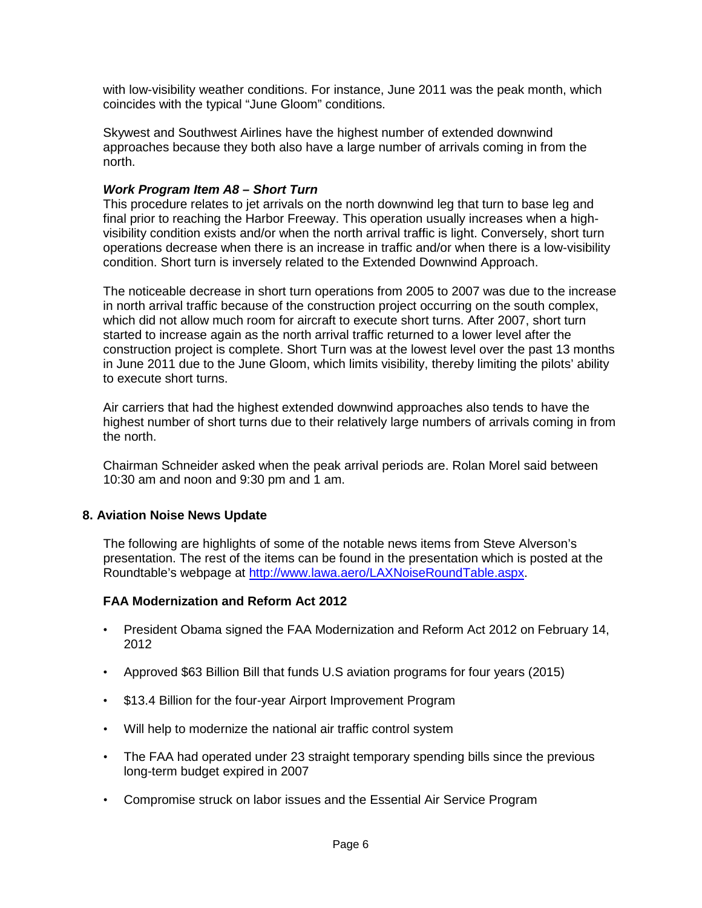with low-visibility weather conditions. For instance, June 2011 was the peak month, which coincides with the typical "June Gloom" conditions.

Skywest and Southwest Airlines have the highest number of extended downwind approaches because they both also have a large number of arrivals coming in from the north.

***Work Program Item A8 – Short Turn***

This procedure relates to jet arrivals on the north downwind leg that turn to base leg and final prior to reaching the Harbor Freeway. This operation usually increases when a high-visibility condition exists and/or when the north arrival traffic is light. Conversely, short turn operations decrease when there is an increase in traffic and/or when there is a low-visibility condition. Short turn is inversely related to the Extended Downwind Approach.

The noticeable decrease in short turn operations from 2005 to 2007 was due to the increase in north arrival traffic because of the construction project occurring on the south complex, which did not allow much room for aircraft to execute short turns. After 2007, short turn started to increase again as the north arrival traffic returned to a lower level after the construction project is complete. Short Turn was at the lowest level over the past 13 months in June 2011 due to the June Gloom, which limits visibility, thereby limiting the pilots' ability to execute short turns.

Air carriers that had the highest extended downwind approaches also tends to have the highest number of short turns due to their relatively large numbers of arrivals coming in from the north.

Chairman Schneider asked when the peak arrival periods are. Rolan Morel said between 10:30 am and noon and 9:30 pm and 1 am.

## 8. Aviation Noise News Update

The following are highlights of some of the notable news items from Steve Alverson's presentation. The rest of the items can be found in the presentation which is posted at the Roundtable's webpage at [http://www.lawa.aero/LAXNoiseRoundTable.aspx](http://www.lawa.aero/LAXNoiseRoundTable.aspx).

### FAA Modernization and Reform Act 2012

- President Obama signed the FAA Modernization and Reform Act 2012 on February 14, 2012
- Approved $63 Billion Bill that funds U.S aviation programs for four years (2015)
- $13.4 Billion for the four-year Airport Improvement Program
- Will help to modernize the national air traffic control system
- The FAA had operated under 23 straight temporary spending bills since the previous long-term budget expired in 2007
- Compromise struck on labor issues and the Essential Air Service Program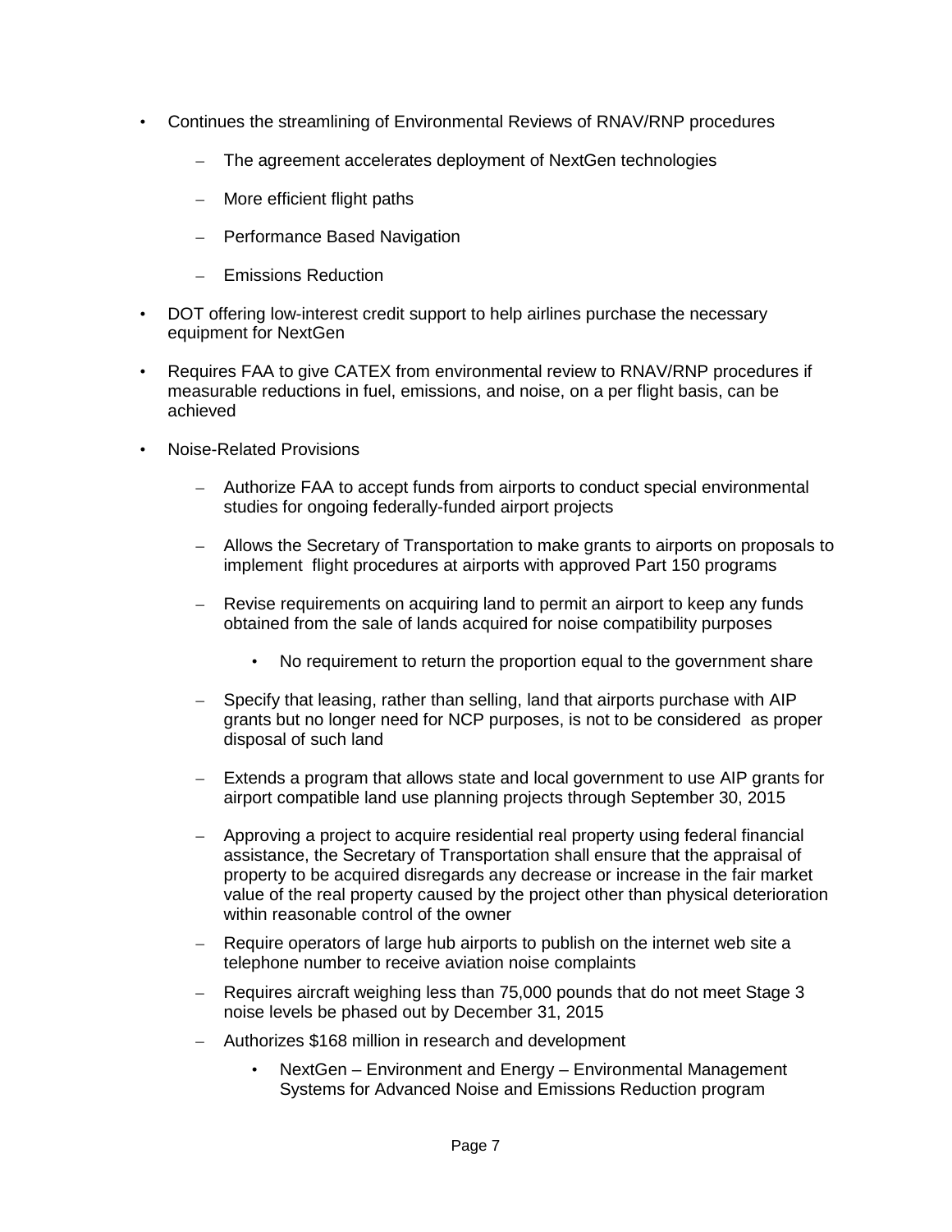- Continues the streamlining of Environmental Reviews of RNAV/RNP procedures
  - The agreement accelerates deployment of NextGen technologies
  - More efficient flight paths
  - Performance Based Navigation
  - Emissions Reduction
- DOT offering low-interest credit support to help airlines purchase the necessary equipment for NextGen
- Requires FAA to give CATEX from environmental review to RNAV/RNP procedures if measurable reductions in fuel, emissions, and noise, on a per flight basis, can be achieved
- Noise-Related Provisions
  - Authorize FAA to accept funds from airports to conduct special environmental studies for ongoing federally-funded airport projects
  - Allows the Secretary of Transportation to make grants to airports on proposals to implement flight procedures at airports with approved Part 150 programs
  - Revise requirements on acquiring land to permit an airport to keep any funds obtained from the sale of lands acquired for noise compatibility purposes
    - No requirement to return the proportion equal to the government share
  - Specify that leasing, rather than selling, land that airports purchase with AIP grants but no longer need for NCP purposes, is not to be considered as proper disposal of such land
  - Extends a program that allows state and local government to use AIP grants for airport compatible land use planning projects through September 30, 2015
  - Approving a project to acquire residential real property using federal financial assistance, the Secretary of Transportation shall ensure that the appraisal of property to be acquired disregards any decrease or increase in the fair market value of the real property caused by the project other than physical deterioration within reasonable control of the owner
  - Require operators of large hub airports to publish on the internet web site a telephone number to receive aviation noise complaints
  - Requires aircraft weighing less than 75,000 pounds that do not meet Stage 3 noise levels be phased out by December 31, 2015
  - Authorizes $168 million in research and development
    - NextGen – Environment and Energy – Environmental Management Systems for Advanced Noise and Emissions Reduction program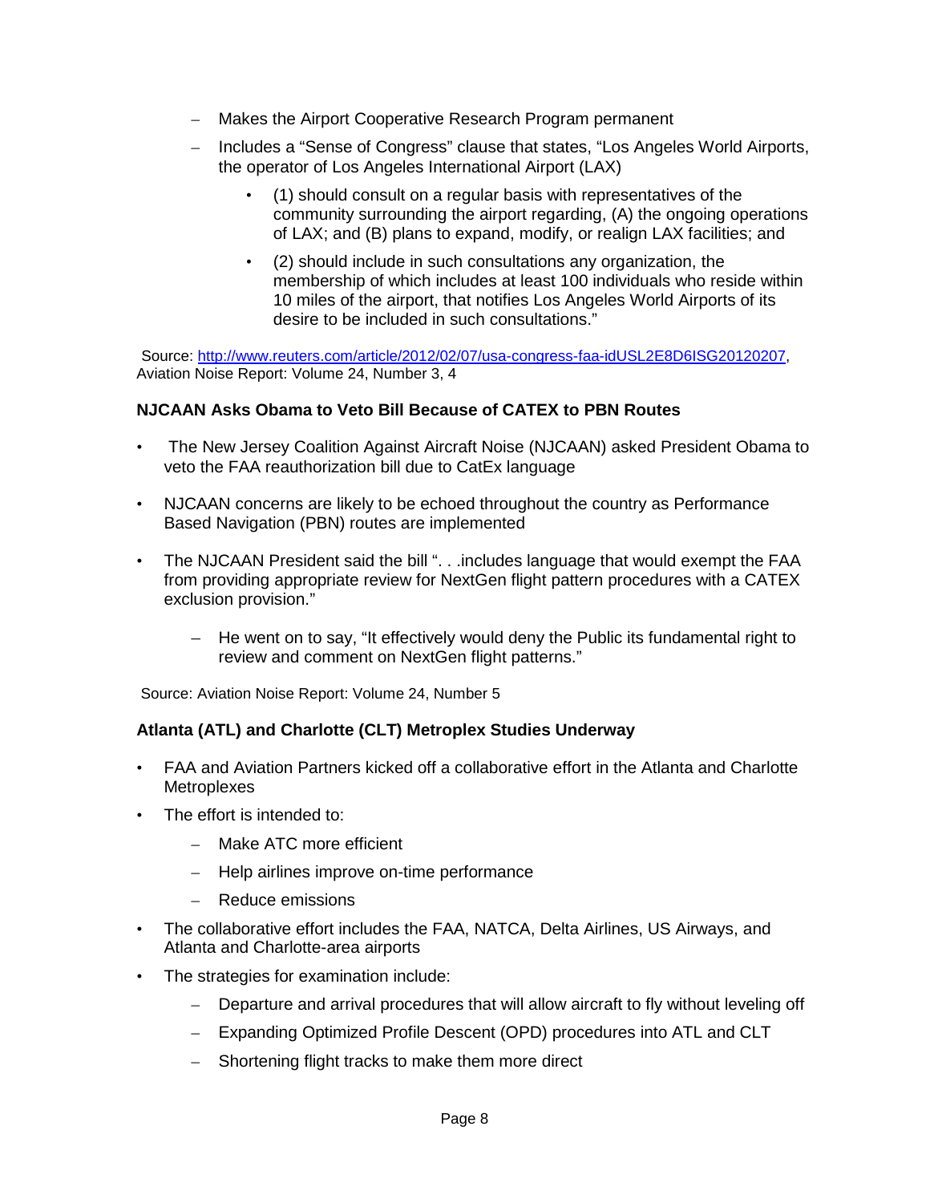- Makes the Airport Cooperative Research Program permanent
  - Includes a "Sense of Congress" clause that states, "Los Angeles World Airports, the operator of Los Angeles International Airport (LAX)
    - (1) should consult on a regular basis with representatives of the community surrounding the airport regarding, (A) the ongoing operations of LAX; and (B) plans to expand, modify, or realign LAX facilities; and
    - (2) should include in such consultations any organization, the membership of which includes at least 100 individuals who reside within 10 miles of the airport, that notifies Los Angeles World Airports of its desire to be included in such consultations."

Source: [http://www.reuters.com/article/2012/02/07/usa-congress-faa-idUSL2E8D6ISG20120207](http://www.reuters.com/article/2012/02/07/usa-congress-faa-idUSL2E8D6ISG20120207), Aviation Noise Report: Volume 24, Number 3, 4

### NJCAAN Asks Obama to Veto Bill Because of CATEX to PBN Routes

- The New Jersey Coalition Against Aircraft Noise (NJCAAN) asked President Obama to veto the FAA reauthorization bill due to CatEx language
- NJCAAN concerns are likely to be echoed throughout the country as Performance Based Navigation (PBN) routes are implemented
- The NJCAAN President said the bill ". . .includes language that would exempt the FAA from providing appropriate review for NextGen flight pattern procedures with a CATEX exclusion provision."
  - He went on to say, "It effectively would deny the Public its fundamental right to review and comment on NextGen flight patterns."

Source: Aviation Noise Report: Volume 24, Number 5

### Atlanta (ATL) and Charlotte (CLT) Metroplex Studies Underway

- FAA and Aviation Partners kicked off a collaborative effort in the Atlanta and Charlotte Metroplexes
- The effort is intended to:
  - Make ATC more efficient
  - Help airlines improve on-time performance
  - Reduce emissions
- The collaborative effort includes the FAA, NATCA, Delta Airlines, US Airways, and Atlanta and Charlotte-area airports
- The strategies for examination include:
  - Departure and arrival procedures that will allow aircraft to fly without leveling off
  - Expanding Optimized Profile Descent (OPD) procedures into ATL and CLT
  - Shortening flight tracks to make them more direct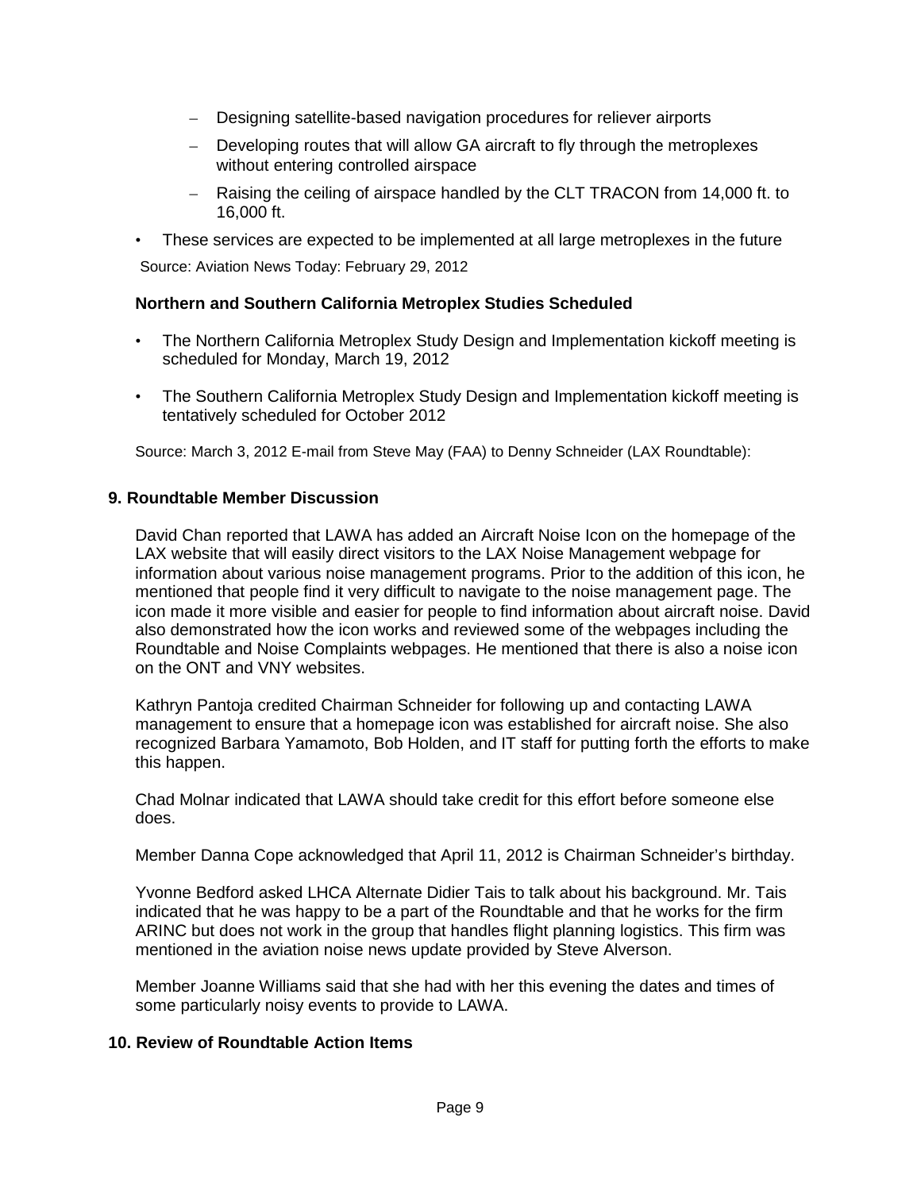- Designing satellite-based navigation procedures for reliever airports
  - Developing routes that will allow GA aircraft to fly through the metroplexes without entering controlled airspace
  - Raising the ceiling of airspace handled by the CLT TRACON from 14,000 ft. to 16,000 ft.
- These services are expected to be implemented at all large metroplexes in the future

Source: Aviation News Today: February 29, 2012

### Northern and Southern California Metroplex Studies Scheduled

- The Northern California Metroplex Study Design and Implementation kickoff meeting is scheduled for Monday, March 19, 2012
- The Southern California Metroplex Study Design and Implementation kickoff meeting is tentatively scheduled for October 2012

Source: March 3, 2012 E-mail from Steve May (FAA) to Denny Schneider (LAX Roundtable):

## 9. Roundtable Member Discussion

David Chan reported that LAWA has added an Aircraft Noise Icon on the homepage of the LAX website that will easily direct visitors to the LAX Noise Management webpage for information about various noise management programs. Prior to the addition of this icon, he mentioned that people find it very difficult to navigate to the noise management page. The icon made it more visible and easier for people to find information about aircraft noise. David also demonstrated how the icon works and reviewed some of the webpages including the Roundtable and Noise Complaints webpages. He mentioned that there is also a noise icon on the ONT and VNY websites.

Kathryn Pantoja credited Chairman Schneider for following up and contacting LAWA management to ensure that a homepage icon was established for aircraft noise. She also recognized Barbara Yamamoto, Bob Holden, and IT staff for putting forth the efforts to make this happen.

Chad Molnar indicated that LAWA should take credit for this effort before someone else does.

Member Danna Cope acknowledged that April 11, 2012 is Chairman Schneider's birthday.

Yvonne Bedford asked LHCA Alternate Didier Tais to talk about his background. Mr. Tais indicated that he was happy to be a part of the Roundtable and that he works for the firm ARINC but does not work in the group that handles flight planning logistics. This firm was mentioned in the aviation noise news update provided by Steve Alverson.

Member Joanne Williams said that she had with her this evening the dates and times of some particularly noisy events to provide to LAWA.

## 10. Review of Roundtable Action Items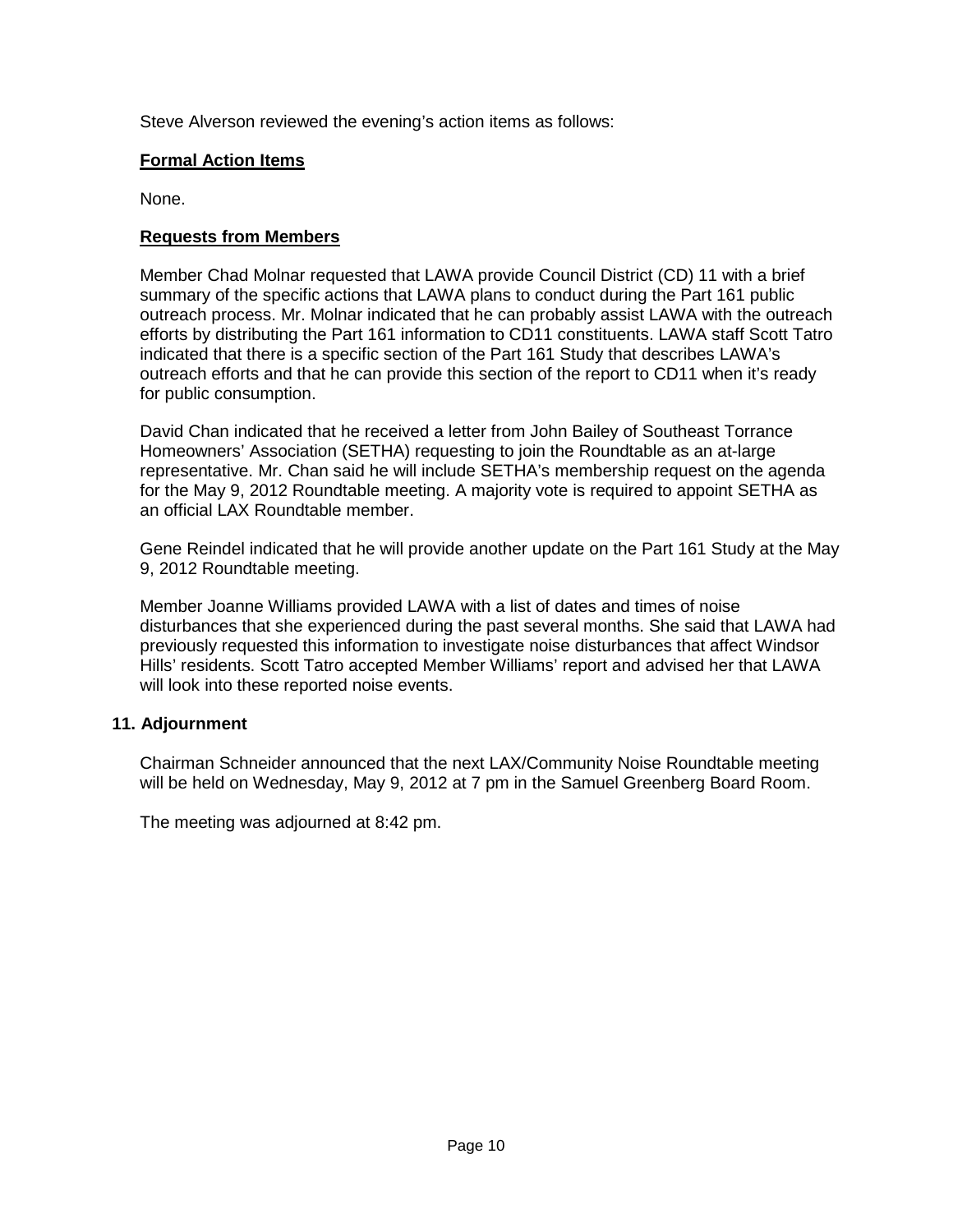Steve Alverson reviewed the evening's action items as follows:

**Formal Action Items**

None.

**Requests from Members**

Member Chad Molnar requested that LAWA provide Council District (CD) 11 with a brief summary of the specific actions that LAWA plans to conduct during the Part 161 public outreach process. Mr. Molnar indicated that he can probably assist LAWA with the outreach efforts by distributing the Part 161 information to CD11 constituents. LAWA staff Scott Tatro indicated that there is a specific section of the Part 161 Study that describes LAWA's outreach efforts and that he can provide this section of the report to CD11 when it's ready for public consumption.

David Chan indicated that he received a letter from John Bailey of Southeast Torrance Homeowners' Association (SETHA) requesting to join the Roundtable as an at-large representative. Mr. Chan said he will include SETHA's membership request on the agenda for the May 9, 2012 Roundtable meeting. A majority vote is required to appoint SETHA as an official LAX Roundtable member.

Gene Reindel indicated that he will provide another update on the Part 161 Study at the May 9, 2012 Roundtable meeting.

Member Joanne Williams provided LAWA with a list of dates and times of noise disturbances that she experienced during the past several months. She said that LAWA had previously requested this information to investigate noise disturbances that affect Windsor Hills' residents. Scott Tatro accepted Member Williams' report and advised her that LAWA will look into these reported noise events.

## 11. Adjournment

Chairman Schneider announced that the next LAX/Community Noise Roundtable meeting will be held on Wednesday, May 9, 2012 at 7 pm in the Samuel Greenberg Board Room.

The meeting was adjourned at 8:42 pm.